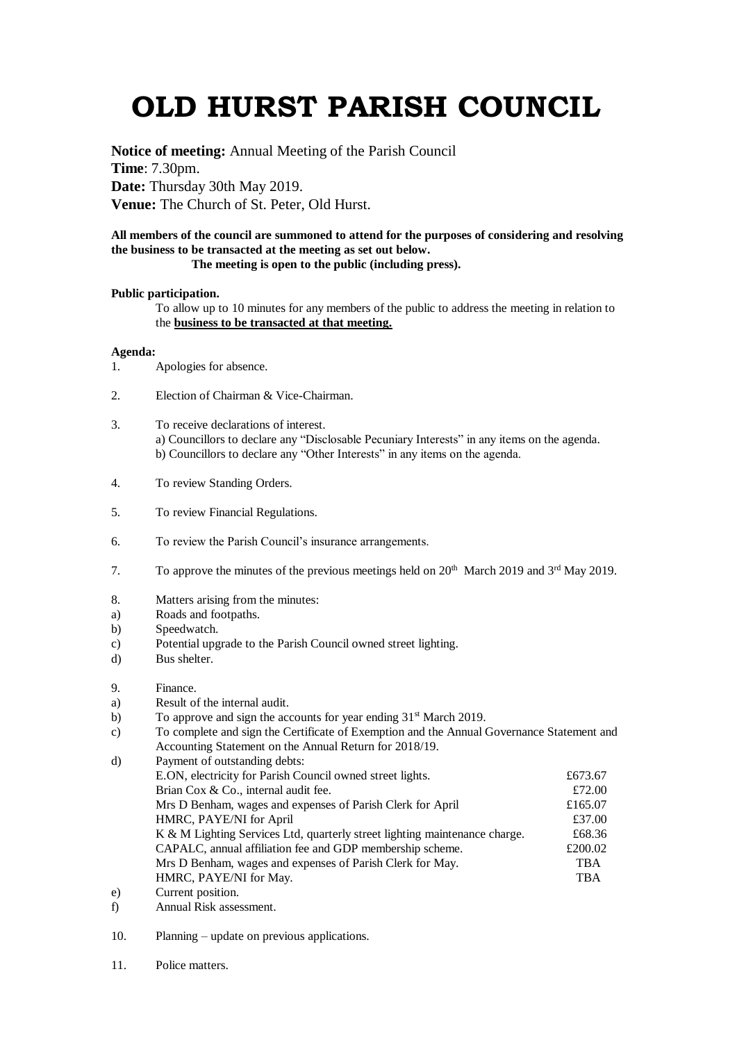# OLD HURST PARISH COUNCIL

**Notice of meeting:** Annual Meeting of the Parish Council
**Time**: 7.30pm.
**Date:** Thursday 30th May 2019.
**Venue:** The Church of St. Peter, Old Hurst.

**All members of the council are summoned to attend for the purposes of considering and resolving the business to be transacted at the meeting as set out below.**
**The meeting is open to the public (including press).**

**Public participation.**

To allow up to 10 minutes for any members of the public to address the meeting in relation to the **business to be transacted at that meeting.**

**Agenda:**

1. Apologies for absence.

2. Election of Chairman & Vice-Chairman.

3. To receive declarations of interest.
   a) Councillors to declare any "Disclosable Pecuniary Interests" in any items on the agenda.
   b) Councillors to declare any "Other Interests" in any items on the agenda.

4. To review Standing Orders.

5. To review Financial Regulations.

6. To review the Parish Council's insurance arrangements.

7. To approve the minutes of the previous meetings held on 20th March 2019 and 3rd May 2019.

8. Matters arising from the minutes:
   a) Roads and footpaths.
   b) Speedwatch.
   c) Potential upgrade to the Parish Council owned street lighting.
   d) Bus shelter.

9. Finance.
   a) Result of the internal audit.
   b) To approve and sign the accounts for year ending 31st March 2019.
   c) To complete and sign the Certificate of Exemption and the Annual Governance Statement and Accounting Statement on the Annual Return for 2018/19.
   d) Payment of outstanding debts:

| | |
|---|---|
| E.ON, electricity for Parish Council owned street lights. | £673.67 |
| Brian Cox & Co., internal audit fee. | £72.00 |
| Mrs D Benham, wages and expenses of Parish Clerk for April | £165.07 |
| HMRC, PAYE/NI for April | £37.00 |
| K & M Lighting Services Ltd, quarterly street lighting maintenance charge. | £68.36 |
| CAPALC, annual affiliation fee and GDP membership scheme. | £200.02 |
| Mrs D Benham, wages and expenses of Parish Clerk for May. | TBA |
| HMRC, PAYE/NI for May. | TBA |

   e) Current position.
   f) Annual Risk assessment.

10. Planning – update on previous applications.

11. Police matters.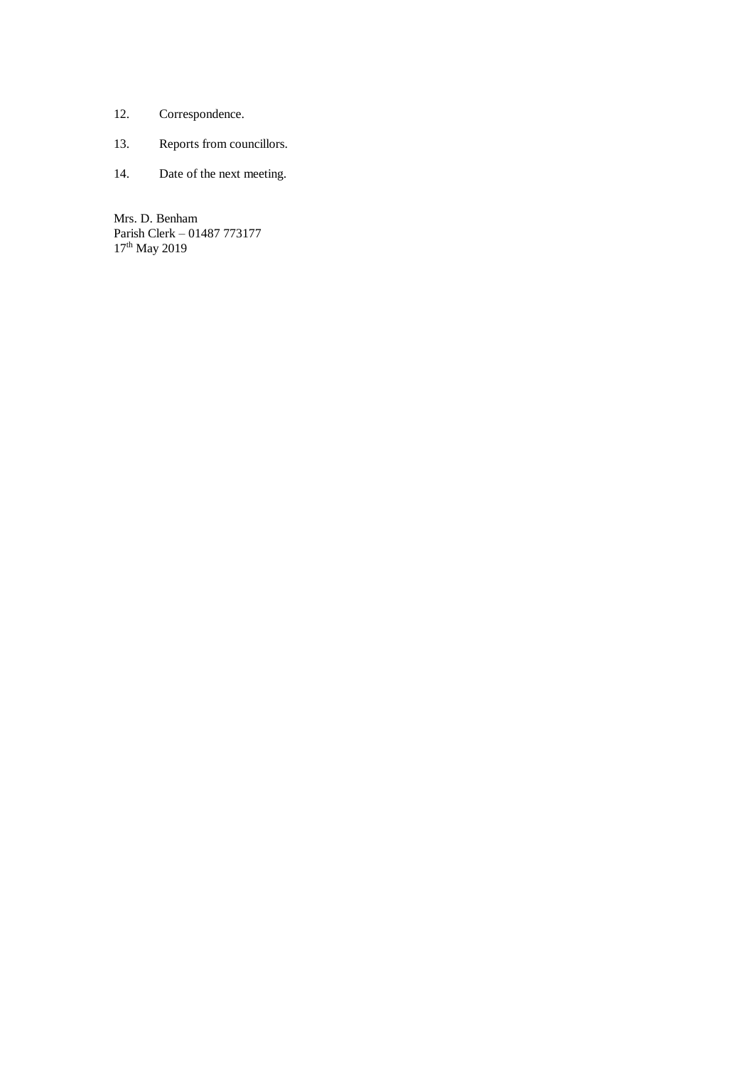12. Correspondence.

13. Reports from councillors.

14. Date of the next meeting.

Mrs. D. Benham
Parish Clerk – 01487 773177
17th May 2019